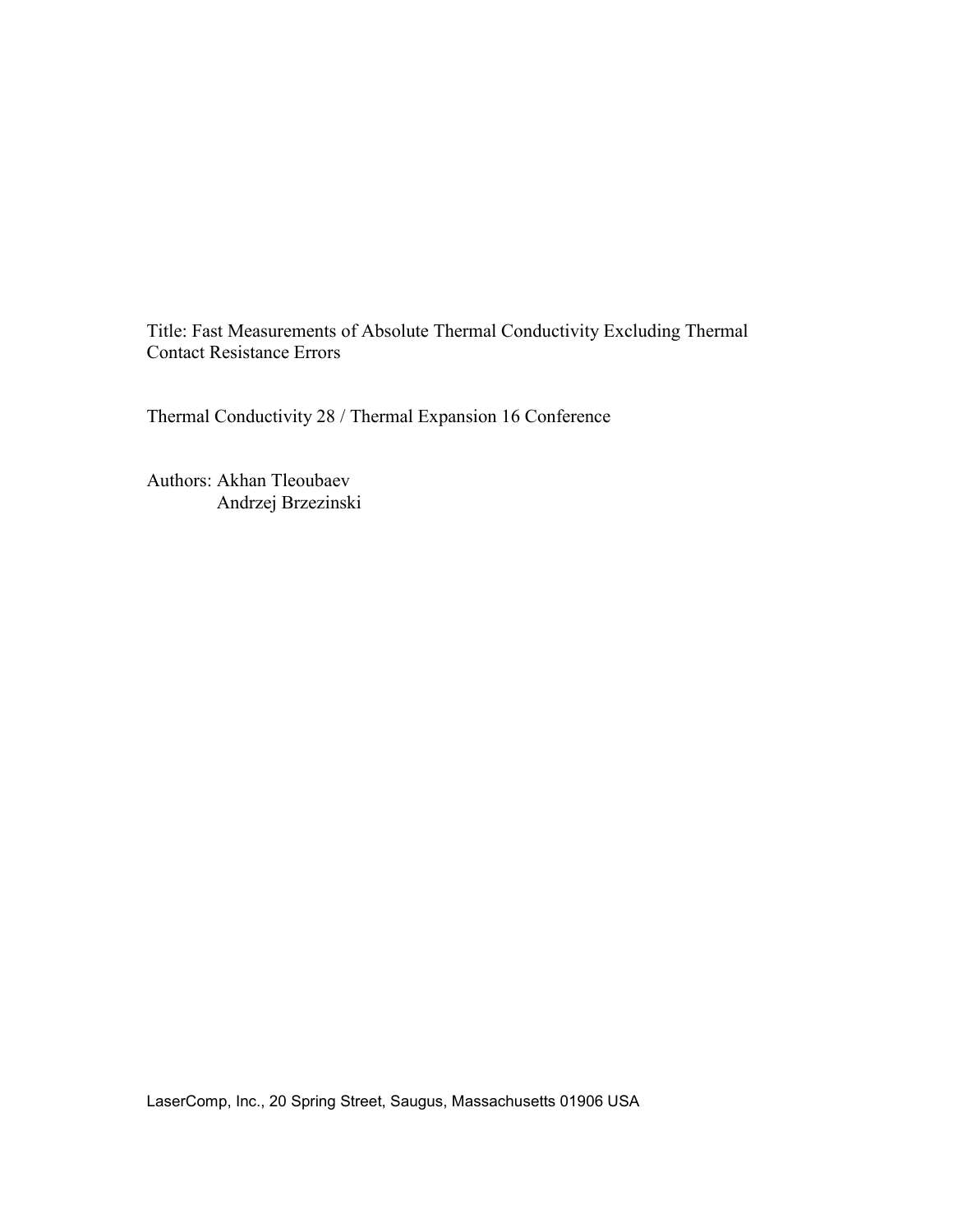Title: Fast Measurements of Absolute Thermal Conductivity Excluding Thermal Contact Resistance Errors

Thermal Conductivity 28 / Thermal Expansion 16 Conference

Authors: Akhan Tleoubaev
Andrzej Brzezinski

LaserComp, Inc., 20 Spring Street, Saugus, Massachusetts 01906 USA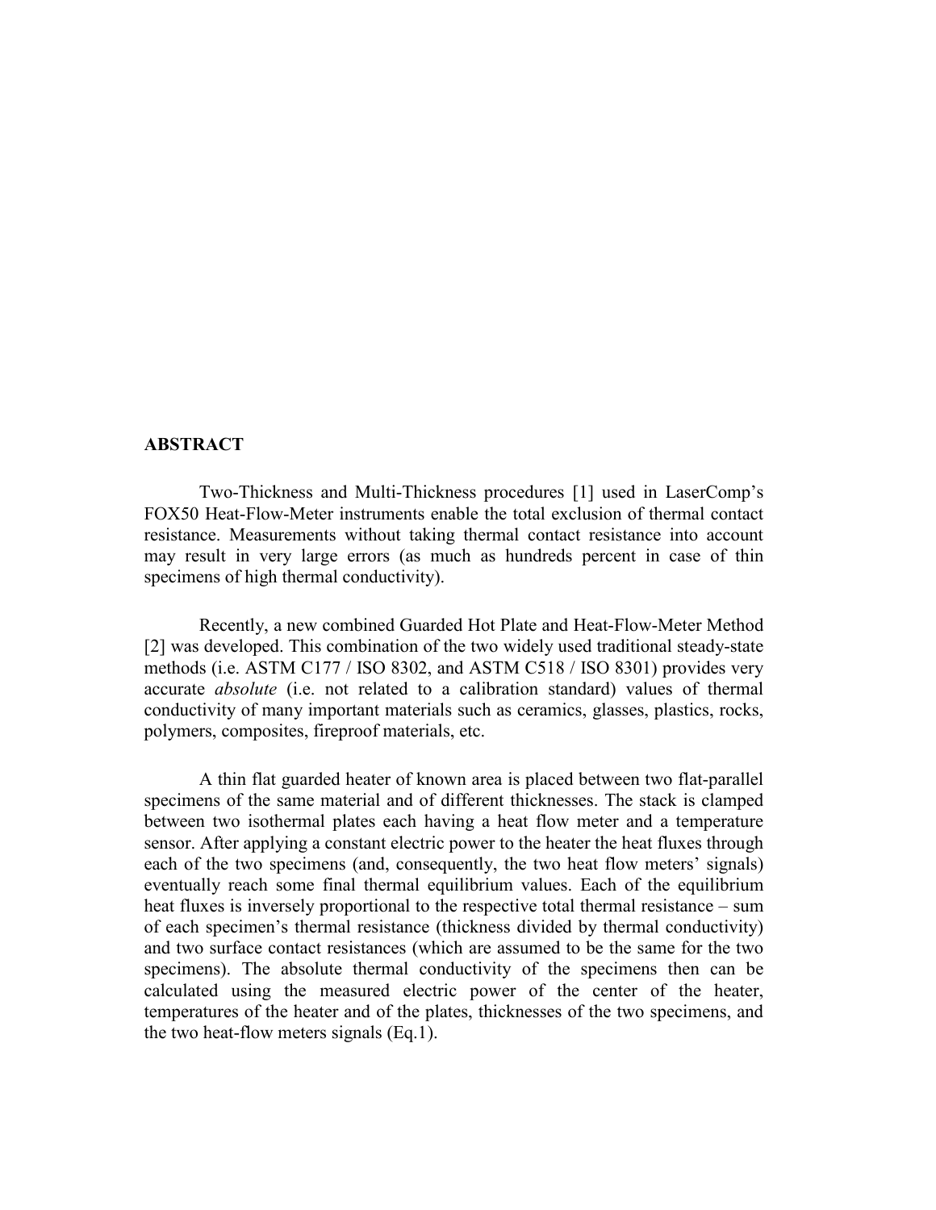## ABSTRACT

Two-Thickness and Multi-Thickness procedures [1] used in LaserComp's FOX50 Heat-Flow-Meter instruments enable the total exclusion of thermal contact resistance. Measurements without taking thermal contact resistance into account may result in very large errors (as much as hundreds percent in case of thin specimens of high thermal conductivity).

Recently, a new combined Guarded Hot Plate and Heat-Flow-Meter Method [2] was developed. This combination of the two widely used traditional steady-state methods (i.e. ASTM C177 / ISO 8302, and ASTM C518 / ISO 8301) provides very accurate *absolute* (i.e. not related to a calibration standard) values of thermal conductivity of many important materials such as ceramics, glasses, plastics, rocks, polymers, composites, fireproof materials, etc.

A thin flat guarded heater of known area is placed between two flat-parallel specimens of the same material and of different thicknesses. The stack is clamped between two isothermal plates each having a heat flow meter and a temperature sensor. After applying a constant electric power to the heater the heat fluxes through each of the two specimens (and, consequently, the two heat flow meters' signals) eventually reach some final thermal equilibrium values. Each of the equilibrium heat fluxes is inversely proportional to the respective total thermal resistance – sum of each specimen's thermal resistance (thickness divided by thermal conductivity) and two surface contact resistances (which are assumed to be the same for the two specimens). The absolute thermal conductivity of the specimens then can be calculated using the measured electric power of the center of the heater, temperatures of the heater and of the plates, thicknesses of the two specimens, and the two heat-flow meters signals (Eq.1).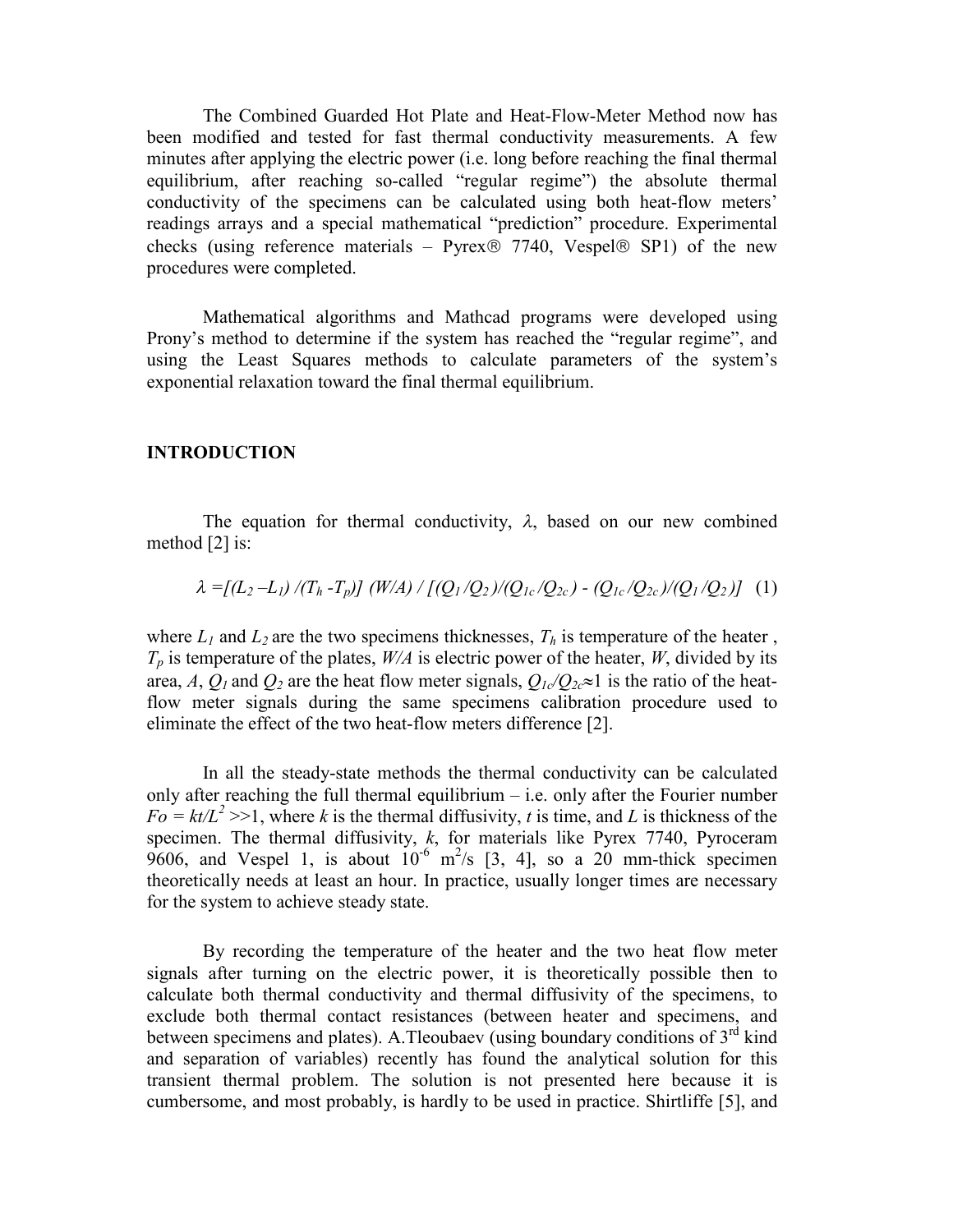The Combined Guarded Hot Plate and Heat-Flow-Meter Method now has been modified and tested for fast thermal conductivity measurements. A few minutes after applying the electric power (i.e. long before reaching the final thermal equilibrium, after reaching so-called "regular regime") the absolute thermal conductivity of the specimens can be calculated using both heat-flow meters' readings arrays and a special mathematical "prediction" procedure. Experimental checks (using reference materials – Pyrex® 7740, Vespel® SP1) of the new procedures were completed.

Mathematical algorithms and Mathcad programs were developed using Prony's method to determine if the system has reached the "regular regime", and using the Least Squares methods to calculate parameters of the system's exponential relaxation toward the final thermal equilibrium.

## INTRODUCTION

The equation for thermal conductivity, $\lambda$, based on our new combined method [2] is:

$$\lambda = [(L_2 - L_1)/(T_h - T_p)]\ (W/A) / [(Q_1/Q_2)/(Q_{1c}/Q_{2c}) - (Q_{1c}/Q_{2c})/(Q_1/Q_2)] \quad (1)$$

where $L_1$ and $L_2$ are the two specimens thicknesses, $T_h$ is temperature of the heater, $T_p$ is temperature of the plates, $W/A$ is electric power of the heater, $W$, divided by its area, $A$, $Q_1$ and $Q_2$ are the heat flow meter signals, $Q_{1c}/Q_{2c} \approx 1$ is the ratio of the heat-flow meter signals during the same specimens calibration procedure used to eliminate the effect of the two heat-flow meters difference [2].

In all the steady-state methods the thermal conductivity can be calculated only after reaching the full thermal equilibrium – i.e. only after the Fourier number $Fo = kt/L^2 >> 1$, where $k$ is the thermal diffusivity, $t$ is time, and $L$ is thickness of the specimen. The thermal diffusivity, $k$, for materials like Pyrex 7740, Pyroceram 9606, and Vespel 1, is about $10^{-6}$ $m^2/s$ [3, 4], so a 20 mm-thick specimen theoretically needs at least an hour. In practice, usually longer times are necessary for the system to achieve steady state.

By recording the temperature of the heater and the two heat flow meter signals after turning on the electric power, it is theoretically possible then to calculate both thermal conductivity and thermal diffusivity of the specimens, to exclude both thermal contact resistances (between heater and specimens, and between specimens and plates). A.Tleoubaev (using boundary conditions of 3rd kind and separation of variables) recently has found the analytical solution for this transient thermal problem. The solution is not presented here because it is cumbersome, and most probably, is hardly to be used in practice. Shirtliffe [5], and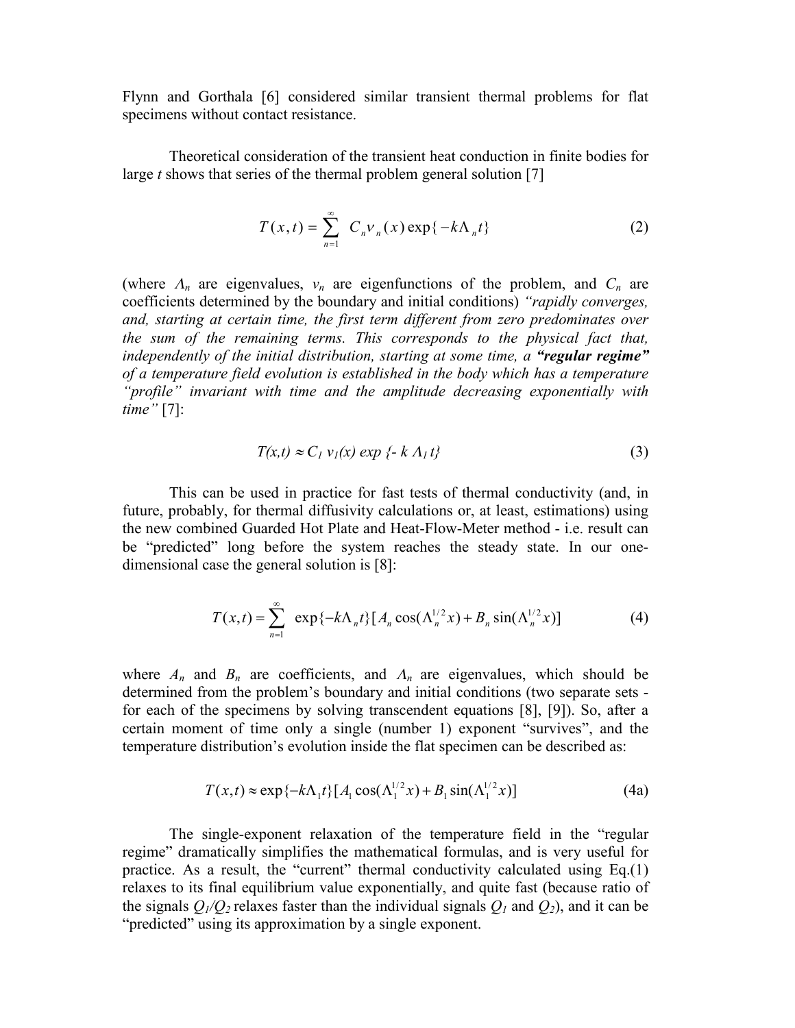Flynn and Gorthala [6] considered similar transient thermal problems for flat specimens without contact resistance.

Theoretical consideration of the transient heat conduction in finite bodies for large *t* shows that series of the thermal problem general solution [7]

$$T(x,t) = \sum_{n=1}^{\infty} C_n v_n(x) \exp\{-k\Lambda_n t\} \tag{2}$$

(where $\Lambda_n$ are eigenvalues, $v_n$ are eigenfunctions of the problem, and $C_n$ are coefficients determined by the boundary and initial conditions) *"rapidly converges, and, starting at certain time, the first term different from zero predominates over the sum of the remaining terms. This corresponds to the physical fact that, independently of the initial distribution, starting at some time, a **"regular regime"** of a temperature field evolution is established in the body which has a temperature "profile" invariant with time and the amplitude decreasing exponentially with time"* [7]:

$$T(x,t) \approx C_1 v_1(x) \exp\{-k \Lambda_1 t\} \tag{3}$$

This can be used in practice for fast tests of thermal conductivity (and, in future, probably, for thermal diffusivity calculations or, at least, estimations) using the new combined Guarded Hot Plate and Heat-Flow-Meter method - i.e. result can be "predicted" long before the system reaches the steady state. In our one-dimensional case the general solution is [8]:

$$T(x,t) = \sum_{n=1}^{\infty} \exp\{-k\Lambda_n t\}[A_n \cos(\Lambda_n^{1/2} x) + B_n \sin(\Lambda_n^{1/2} x)] \tag{4}$$

where $A_n$ and $B_n$ are coefficients, and $\Lambda_n$ are eigenvalues, which should be determined from the problem's boundary and initial conditions (two separate sets - for each of the specimens by solving transcendent equations [8], [9]). So, after a certain moment of time only a single (number 1) exponent "survives", and the temperature distribution's evolution inside the flat specimen can be described as:

$$T(x,t) \approx \exp\{-k\Lambda_1 t\}[A_1 \cos(\Lambda_1^{1/2} x) + B_1 \sin(\Lambda_1^{1/2} x)] \tag{4a}$$

The single-exponent relaxation of the temperature field in the "regular regime" dramatically simplifies the mathematical formulas, and is very useful for practice. As a result, the "current" thermal conductivity calculated using Eq.(1) relaxes to its final equilibrium value exponentially, and quite fast (because ratio of the signals $Q_1/Q_2$ relaxes faster than the individual signals $Q_1$ and $Q_2$), and it can be "predicted" using its approximation by a single exponent.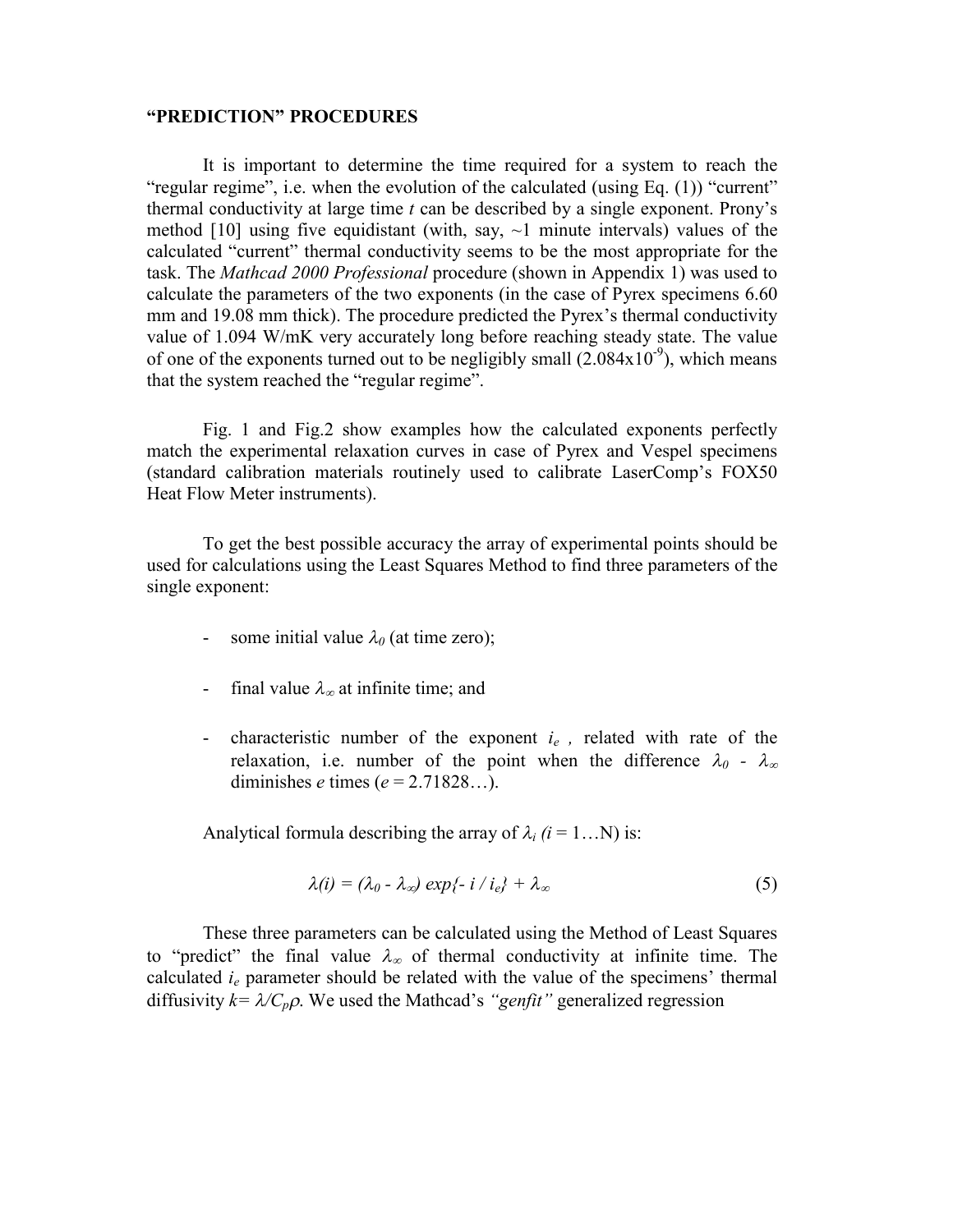## “PREDICTION” PROCEDURES

It is important to determine the time required for a system to reach the “regular regime”, i.e. when the evolution of the calculated (using Eq. (1)) “current” thermal conductivity at large time *t* can be described by a single exponent. Prony’s method [10] using five equidistant (with, say, ~1 minute intervals) values of the calculated “current” thermal conductivity seems to be the most appropriate for the task. The *Mathcad 2000 Professional* procedure (shown in Appendix 1) was used to calculate the parameters of the two exponents (in the case of Pyrex specimens 6.60 mm and 19.08 mm thick). The procedure predicted the Pyrex’s thermal conductivity value of 1.094 W/mK very accurately long before reaching steady state. The value of one of the exponents turned out to be negligibly small ($2.084 \times 10^{-9}$), which means that the system reached the “regular regime”.

Fig. 1 and Fig.2 show examples how the calculated exponents perfectly match the experimental relaxation curves in case of Pyrex and Vespel specimens (standard calibration materials routinely used to calibrate LaserComp’s FOX50 Heat Flow Meter instruments).

To get the best possible accuracy the array of experimental points should be used for calculations using the Least Squares Method to find three parameters of the single exponent:

- some initial value $\lambda_0$ (at time zero);
- final value $\lambda_\infty$ at infinite time; and
- characteristic number of the exponent $i_e$ , related with rate of the relaxation, i.e. number of the point when the difference $\lambda_0$ - $\lambda_\infty$ diminishes *e* times (*e* = 2.71828…).

Analytical formula describing the array of $\lambda_i$ ($i = 1 \ldots N$) is:

$$\lambda(i) = (\lambda_0 - \lambda_\infty) \exp\{- i / i_e\} + \lambda_\infty \tag{5}$$

These three parameters can be calculated using the Method of Least Squares to “predict” the final value $\lambda_\infty$ of thermal conductivity at infinite time. The calculated $i_e$ parameter should be related with the value of the specimens’ thermal diffusivity $k = \lambda / C_p\rho$. We used the Mathcad’s *“genfit”* generalized regression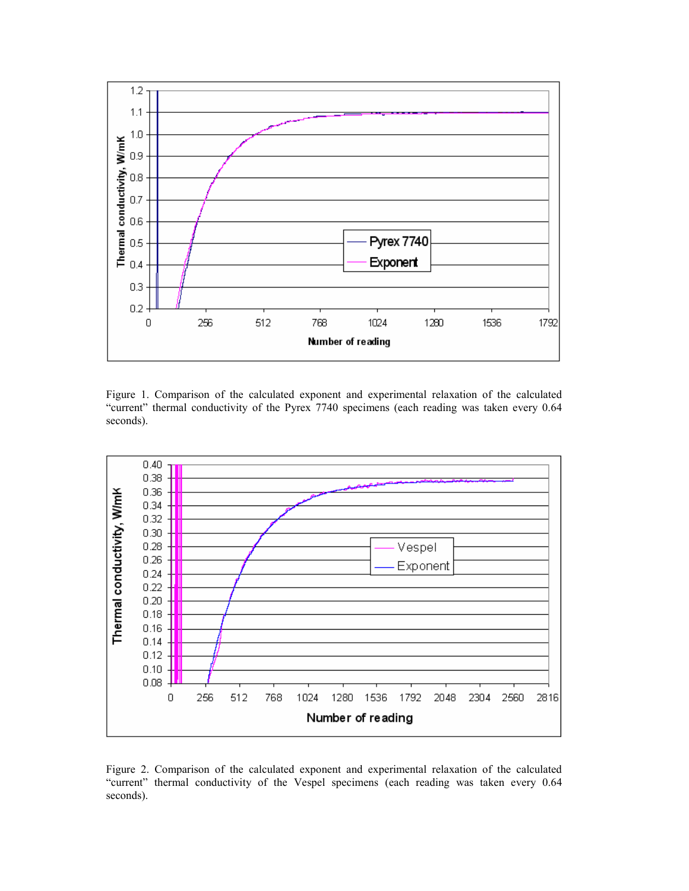Figure 1. Comparison of the calculated exponent and experimental relaxation of the calculated "current" thermal conductivity of the Pyrex 7740 specimens (each reading was taken every 0.64 seconds).

Figure 2. Comparison of the calculated exponent and experimental relaxation of the calculated "current" thermal conductivity of the Vespel specimens (each reading was taken every 0.64 seconds).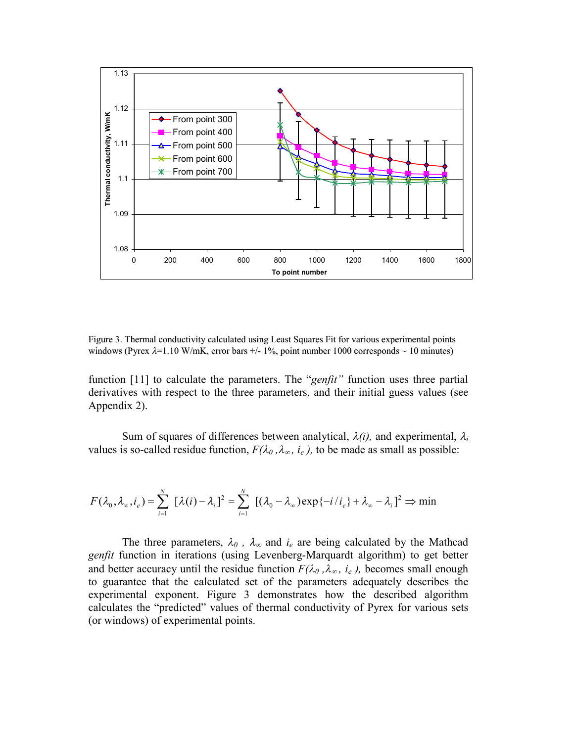Figure 3. Thermal conductivity calculated using Least Squares Fit for various experimental points windows (Pyrex $\lambda$=1.10 W/mK, error bars +/- 1%, point number 1000 corresponds ~ 10 minutes)

function [11] to calculate the parameters. The "*genfit"* function uses three partial derivatives with respect to the three parameters, and their initial guess values (see Appendix 2).

Sum of squares of differences between analytical, $\lambda(i)$, and experimental, $\lambda_i$ values is so-called residue function, $F(\lambda_0, \lambda_\infty, i_e)$, to be made as small as possible:

$$F(\lambda_0, \lambda_\infty, i_e) = \sum_{i=1}^{N} [\lambda(i) - \lambda_i]^2 = \sum_{i=1}^{N} [(\lambda_0 - \lambda_\infty)\exp\{-i/i_e\} + \lambda_\infty - \lambda_i]^2 \Rightarrow \min$$

The three parameters, $\lambda_0$, $\lambda_\infty$ and $i_e$ are being calculated by the Mathcad *genfit* function in iterations (using Levenberg-Marquardt algorithm) to get better and better accuracy until the residue function $F(\lambda_0, \lambda_\infty, i_e)$, becomes small enough to guarantee that the calculated set of the parameters adequately describes the experimental exponent. Figure 3 demonstrates how the described algorithm calculates the "predicted" values of thermal conductivity of Pyrex for various sets (or windows) of experimental points.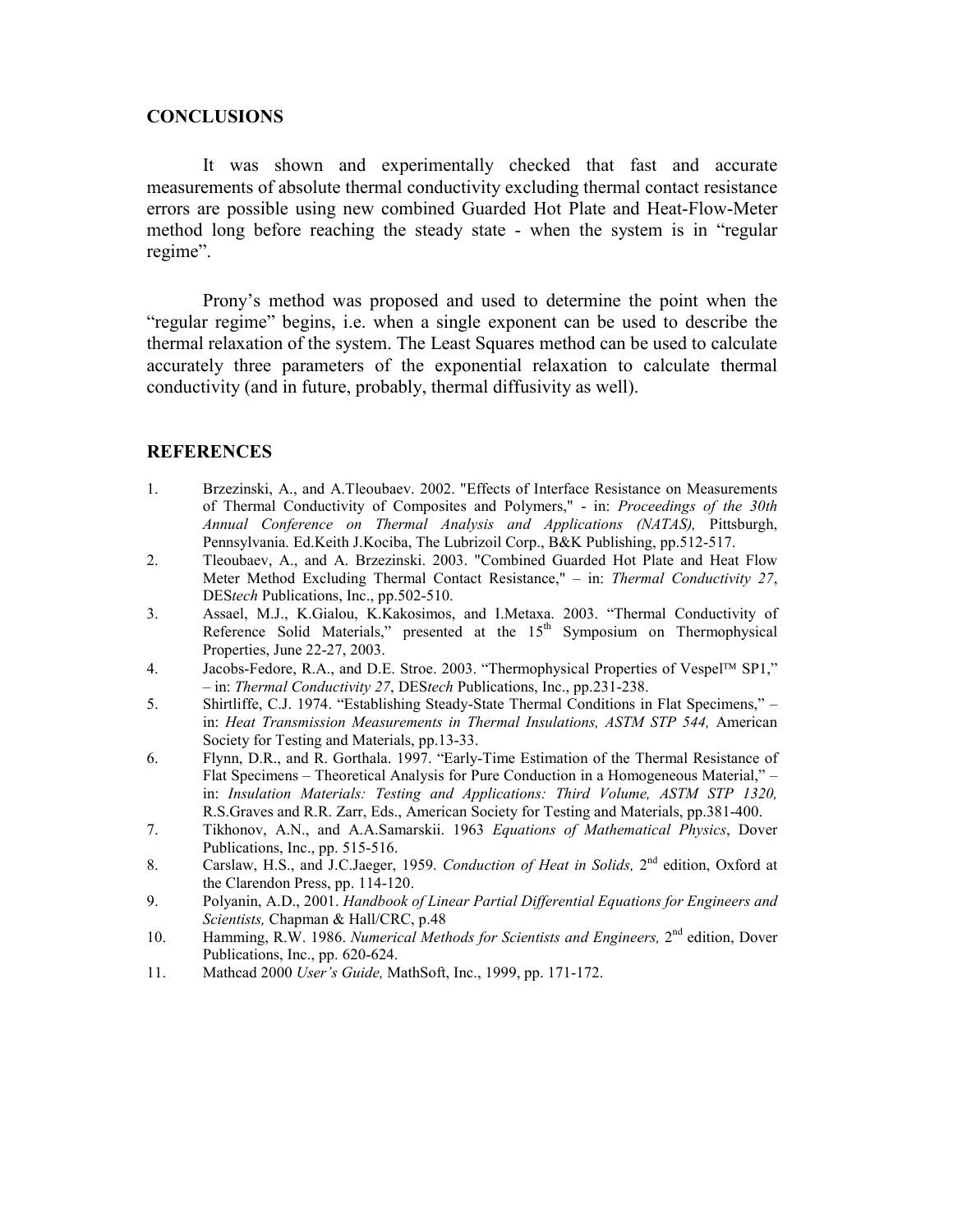## CONCLUSIONS

It was shown and experimentally checked that fast and accurate measurements of absolute thermal conductivity excluding thermal contact resistance errors are possible using new combined Guarded Hot Plate and Heat-Flow-Meter method long before reaching the steady state - when the system is in "regular regime".

Prony's method was proposed and used to determine the point when the "regular regime" begins, i.e. when a single exponent can be used to describe the thermal relaxation of the system. The Least Squares method can be used to calculate accurately three parameters of the exponential relaxation to calculate thermal conductivity (and in future, probably, thermal diffusivity as well).

## REFERENCES

1. Brzezinski, A., and A.Tleoubaev. 2002. "Effects of Interface Resistance on Measurements of Thermal Conductivity of Composites and Polymers," - in: *Proceedings of the 30th Annual Conference on Thermal Analysis and Applications (NATAS),* Pittsburgh, Pennsylvania. Ed.Keith J.Kociba, The Lubrizoil Corp., B&K Publishing, pp.512-517.
2. Tleoubaev, A., and A. Brzezinski. 2003. "Combined Guarded Hot Plate and Heat Flow Meter Method Excluding Thermal Contact Resistance," – in: *Thermal Conductivity 27*, DES*tech* Publications, Inc., pp.502-510.
3. Assael, M.J., K.Gialou, K.Kakosimos, and I.Metaxa. 2003. "Thermal Conductivity of Reference Solid Materials," presented at the 15th Symposium on Thermophysical Properties, June 22-27, 2003.
4. Jacobs-Fedore, R.A., and D.E. Stroe. 2003. "Thermophysical Properties of Vespel™ SP1," – in: *Thermal Conductivity 27*, DES*tech* Publications, Inc., pp.231-238.
5. Shirtliffe, C.J. 1974. "Establishing Steady-State Thermal Conditions in Flat Specimens," – in: *Heat Transmission Measurements in Thermal Insulations, ASTM STP 544,* American Society for Testing and Materials, pp.13-33.
6. Flynn, D.R., and R. Gorthala. 1997. "Early-Time Estimation of the Thermal Resistance of Flat Specimens – Theoretical Analysis for Pure Conduction in a Homogeneous Material," – in: *Insulation Materials: Testing and Applications: Third Volume, ASTM STP 1320,* R.S.Graves and R.R. Zarr, Eds., American Society for Testing and Materials, pp.381-400.
7. Tikhonov, A.N., and A.A.Samarskii. 1963 *Equations of Mathematical Physics*, Dover Publications, Inc., pp. 515-516.
8. Carslaw, H.S., and J.C.Jaeger, 1959. *Conduction of Heat in Solids,* 2nd edition, Oxford at the Clarendon Press, pp. 114-120.
9. Polyanin, A.D., 2001. *Handbook of Linear Partial Differential Equations for Engineers and Scientists,* Chapman & Hall/CRC, p.48
10. Hamming, R.W. 1986. *Numerical Methods for Scientists and Engineers,* 2nd edition, Dover Publications, Inc., pp. 620-624.
11. Mathcad 2000 *User's Guide,* MathSoft, Inc., 1999, pp. 171-172.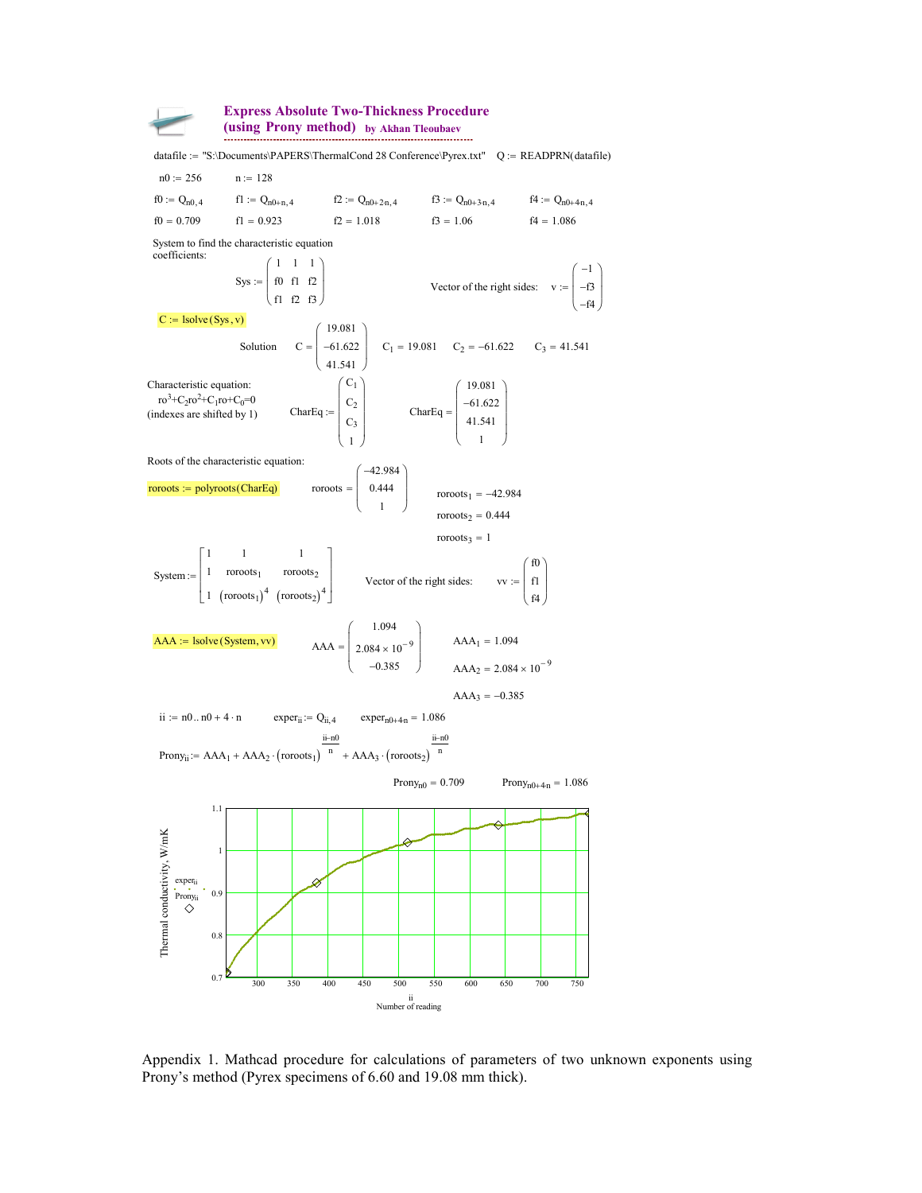## Express Absolute Two-Thickness Procedure (using Prony method) by Akhan Tleoubaev

datafile := "S:\Documents\PAPERS\ThermalCond 28 Conference\Pyrex.txt"  Q := READPRN(datafile)

$n0 := 256 \qquad n := 128$

$f0 := Q_{n0,4} \qquad f1 := Q_{n0+n,4} \qquad f2 := Q_{n0+2 \cdot n,4} \qquad f3 := Q_{n0+3 \cdot n,4} \qquad f4 := Q_{n0+4n,4}$

$f0 = 0.709 \qquad f1 = 0.923 \qquad f2 = 1.018 \qquad f3 = 1.06 \qquad f4 = 1.086$

System to find the characteristic equation coefficients:

$$Sys := \begin{pmatrix} 1 & 1 & 1 \\ f0 & f1 & f2 \\ f1 & f2 & f3 \end{pmatrix} \qquad \text{Vector of the right sides:} \quad v := \begin{pmatrix} -1 \\ -f3 \\ -f4 \end{pmatrix}$$

$C := \text{lsolve}(Sys, v)$

$$\text{Solution} \quad C = \begin{pmatrix} 19.081 \\ -61.622 \\ 41.541 \end{pmatrix} \qquad C_1 = 19.081 \qquad C_2 = -61.622 \qquad C_3 = 41.541$$

Characteristic equation:
$ro^3 + C_2 ro^2 + C_1 ro + C_0 = 0$
(indexes are shifted by 1)

$$CharEq := \begin{pmatrix} C_1 \\ C_2 \\ C_3 \\ 1 \end{pmatrix} \qquad CharEq = \begin{pmatrix} 19.081 \\ -61.622 \\ 41.541 \\ 1 \end{pmatrix}$$

Roots of the characteristic equation:

$roroots := \text{polyroots}(CharEq)$

$$roroots = \begin{pmatrix} -42.984 \\ 0.444 \\ 1 \end{pmatrix} \qquad roroots_1 = -42.984 \quad roroots_2 = 0.444 \quad roroots_3 = 1$$

$$System := \begin{bmatrix} 1 & 1 & 1 \\ 1 & roroots_1 & roroots_2 \\ 1 & (roroots_1)^4 & (roroots_2)^4 \end{bmatrix} \qquad \text{Vector of the right sides:} \quad vv := \begin{pmatrix} f0 \\ f1 \\ f4 \end{pmatrix}$$

$AAA := \text{lsolve}(System, vv)$

$$AAA = \begin{pmatrix} 1.094 \\ 2.084 \times 10^{-9} \\ -0.385 \end{pmatrix} \qquad AAA_1 = 1.094 \quad AAA_2 = 2.084 \times 10^{-9} \quad AAA_3 = -0.385$$

$ii := n0 .. n0 + 4 \cdot n \qquad exper_{ii} := Q_{ii,4} \qquad exper_{n0+4n} = 1.086$

$$Prony_{ii} := AAA_1 + AAA_2 \cdot (roroots_1)^{\frac{ii-n0}{n}} + AAA_3 \cdot (roroots_2)^{\frac{ii-n0}{n}}$$

$Prony_{n0} = 0.709 \qquad Prony_{n0+4n} = 1.086$

[Plot: Thermal conductivity, W/mK vs. Number of reading (ii); curves $exper_{ii}$ and $Prony_{ii}$]

Appendix 1. Mathcad procedure for calculations of parameters of two unknown exponents using Prony's method (Pyrex specimens of 6.60 and 19.08 mm thick).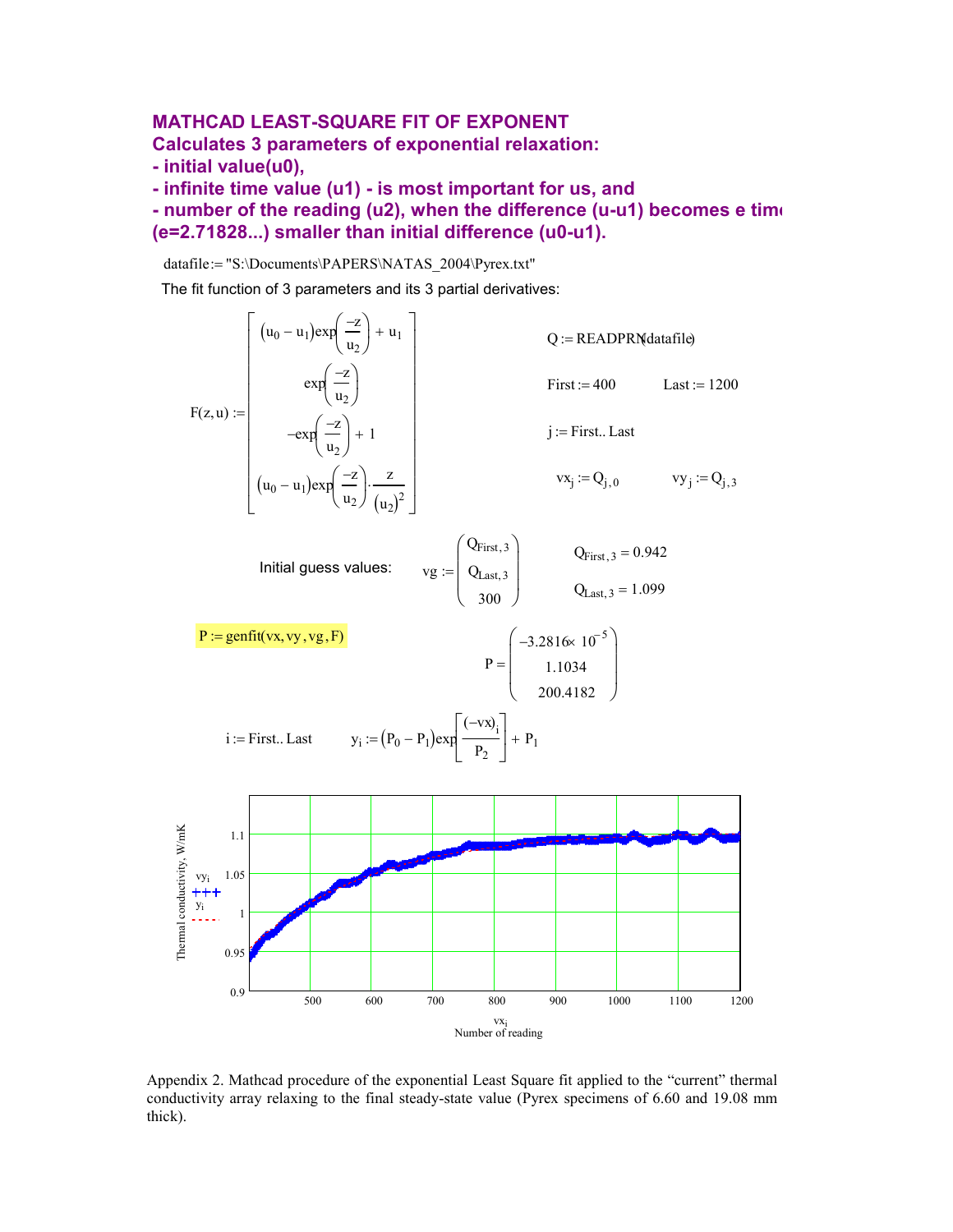**MATHCAD LEAST-SQUARE FIT OF EXPONENT**

**Calculates 3 parameters of exponential relaxation:**

**- initial value(u0),**

**- infinite time value (u1) - is most important for us, and**

**- number of the reading (u2), when the difference (u-u1) becomes e time (e=2.71828...) smaller than initial difference (u0-u1).**

datafile := "S:\Documents\PAPERS\NATAS_2004\Pyrex.txt"

The fit function of 3 parameters and its 3 partial derivatives:

$$F(z,u) := \begin{bmatrix} (u_0 - u_1)\exp\left(\frac{-z}{u_2}\right) + u_1 \\ \exp\left(\frac{-z}{u_2}\right) \\ -\exp\left(\frac{-z}{u_2}\right) + 1 \\ (u_0 - u_1)\exp\left(\frac{-z}{u_2}\right)\cdot\frac{z}{(u_2)^2} \end{bmatrix}$$

$Q := \text{READPRN}(\text{datafile})$

$First := 400 \qquad Last := 1200$

$j := First..Last$

$vx_j := Q_{j,0} \qquad vy_j := Q_{j,3}$

Initial guess values: $vg := \begin{pmatrix} Q_{First,3} \\ Q_{Last,3} \\ 300 \end{pmatrix}$ $\qquad Q_{First,3} = 0.942 \qquad Q_{Last,3} = 1.099$

$P := \text{genfit}(vx, vy, vg, F)$

$$P = \begin{pmatrix} -3.2816\times 10^{-5} \\ 1.1034 \\ 200.4182 \end{pmatrix}$$

$i := First..Last \qquad y_i := (P_0 - P_1)\exp\left[\frac{(-vx)_i}{P_2}\right] + P_1$

Thermal conductivity, W/mK

$vy_i$
$y_i$

0.9
0.95
1
1.05
1.1

500
600
700
800
900
1000
1100
1200

$vx_i$
Number of reading

Appendix 2. Mathcad procedure of the exponential Least Square fit applied to the "current" thermal conductivity array relaxing to the final steady-state value (Pyrex specimens of 6.60 and 19.08 mm thick).